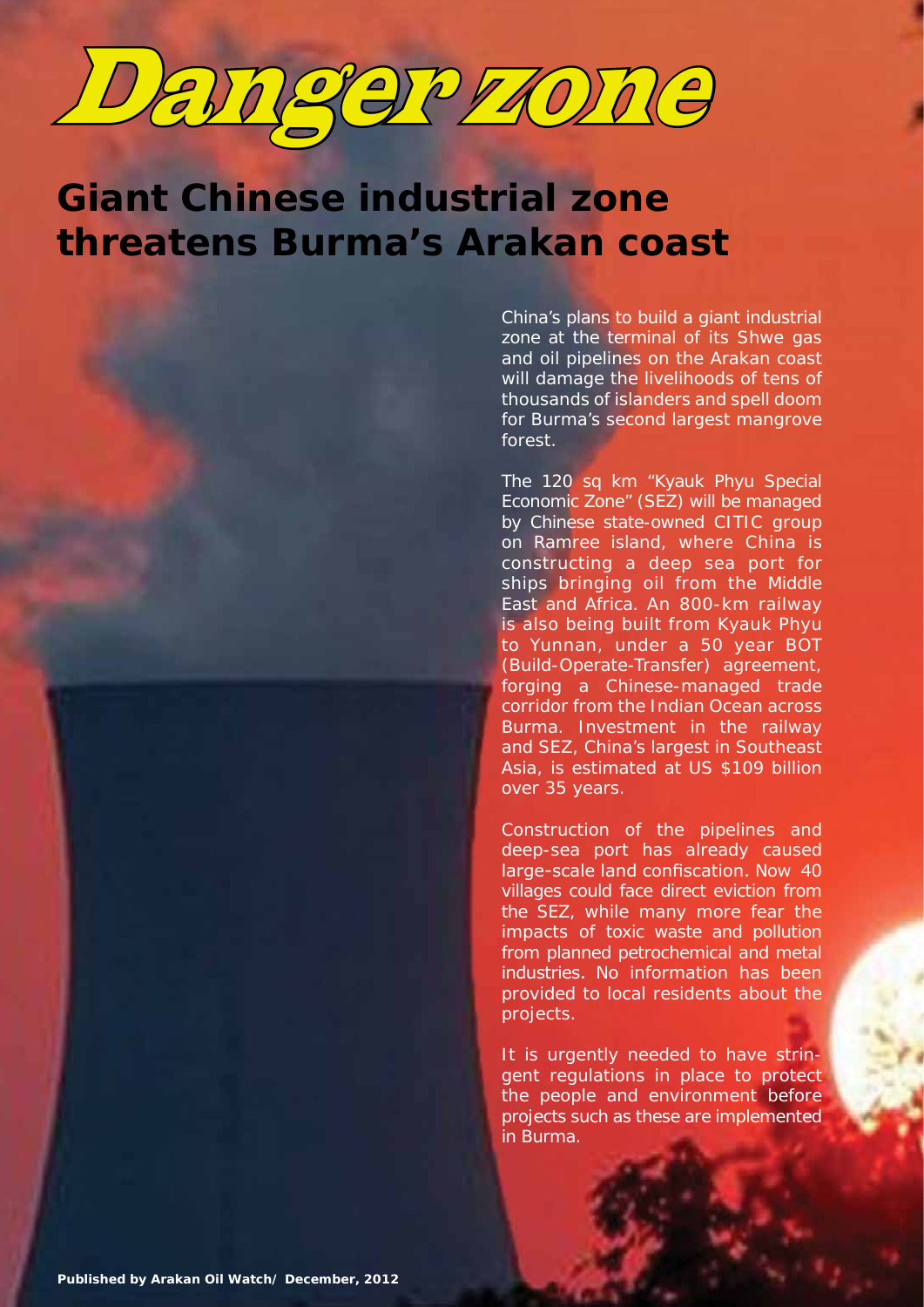# Danger zone

## Giant Chinese industrial zone threatens Burma's Arakan coast

China's plans to build a giant industrial zone at the terminal of its Shwe gas and oil pipelines on the Arakan coast will damage the livelihoods of tens of thousands of islanders and spell doom for Burma's second largest mangrove forest.

The 120 sq km "Kyauk Phyu Special Economic Zone" (SEZ) will be managed by Chinese state-owned CITIC group on Ramree island, where China is constructing a deep sea port for ships bringing oil from the Middle East and Africa. An 800-km railway is also being built from Kyauk Phyu to Yunnan, under a 50 year BOT (Build-Operate-Transfer) agreement, forging a Chinese-managed trade corridor from the Indian Ocean across Burma. Investment in the railway and SEZ, China's largest in Southeast Asia, is estimated at US $109 billion over 35 years.

Construction of the pipelines and deep-sea port has already caused large-scale land confiscation. Now 40 villages could face direct eviction from the SEZ, while many more fear the impacts of toxic waste and pollution from planned petrochemical and metal industries. No information has been provided to local residents about the projects.

It is urgently needed to have stringent regulations in place to protect the people and environment before projects such as these are implemented in Burma.

**Published by Arakan Oil Watch/ December, 2012**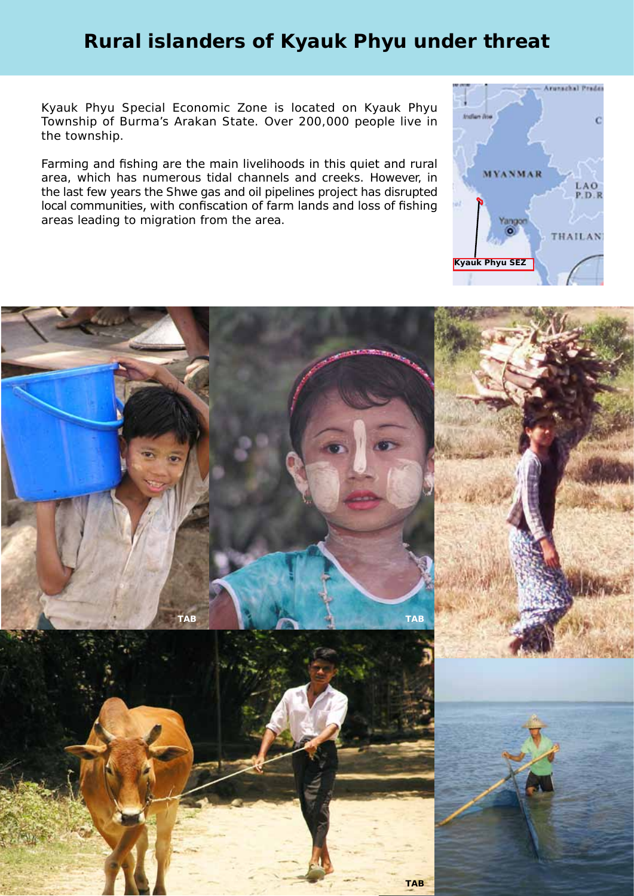# Rural islanders of Kyauk Phyu under threat

Kyauk Phyu Special Economic Zone is located on Kyauk Phyu Township of Burma's Arakan State. Over 200,000 people live in the township.

Farming and fishing are the main livelihoods in this quiet and rural area, which has numerous tidal channels and creeks. However, in the last few years the Shwe gas and oil pipelines project has disrupted local communities, with confiscation of farm lands and loss of fishing areas leading to migration from the area.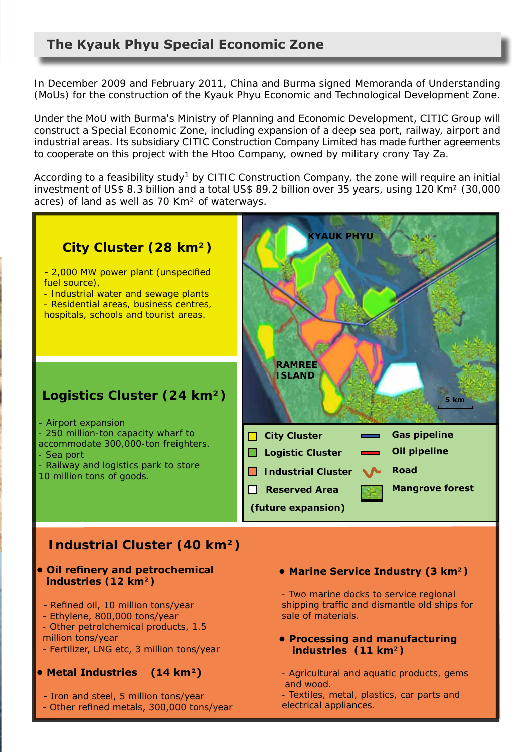# The Kyauk Phyu Special Economic Zone

In December 2009 and February 2011, China and Burma signed Memoranda of Understanding (MoUs) for the construction of the Kyauk Phyu Economic and Technological Development Zone.

Under the MoU with Burma's Ministry of Planning and Economic Development, CITIC Group will construct a Special Economic Zone, including expansion of a deep sea port, railway, airport and industrial areas. Its subsidiary CITIC Construction Company Limited has made further agreements to cooperate on this project with the Htoo Company, owned by military crony Tay Za.

According to a feasibility study[1] by CITIC Construction Company, the zone will require an initial investment of US$ 8.3 billion and a total US$ 89.2 billion over 35 years, using 120 $Km^2$ (30,000 acres) of land as well as 70 $Km^2$ of waterways.

## City Cluster (28 $km^2$)

- 2,000 MW power plant (unspecified fuel source),
- Industrial water and sewage plants
- Residential areas, business centres, hospitals, schools and tourist areas.

## Logistics Cluster (24 $km^2$)

- Airport expansion
- 250 million-ton capacity wharf to accommodate 300,000-ton freighters.
- Sea port
- Railway and logistics park to store 10 million tons of goods.

KYAUK PHYU

RAMREE ISLAND

5 km

| | |
|---|---|
| City Cluster | Gas pipeline |
| Logistic Cluster | Oil pipeline |
| Industrial Cluster | Road |
| Reserved Area (future expansion) | Mangrove forest |

## Industrial Cluster (40 $km^2$)

- **Oil refinery and petrochemical industries (12 $km^2$)**

- Refined oil, 10 million tons/year
- Ethylene, 800,000 tons/year
- Other petrolchemical products, 1.5 million tons/year
- Fertilizer, LNG etc, 3 million tons/year

- **Metal Industries (14 $km^2$)**

- Iron and steel, 5 million tons/year
- Other refined metals, 300,000 tons/year

- **Marine Service Industry (3 $km^2$)**

- Two marine docks to service regional shipping traffic and dismantle old ships for sale of materials.

- **Processing and manufacturing industries (11 $km^2$)**

- Agricultural and aquatic products, gems and wood.
- Textiles, metal, plastics, car parts and electrical appliances.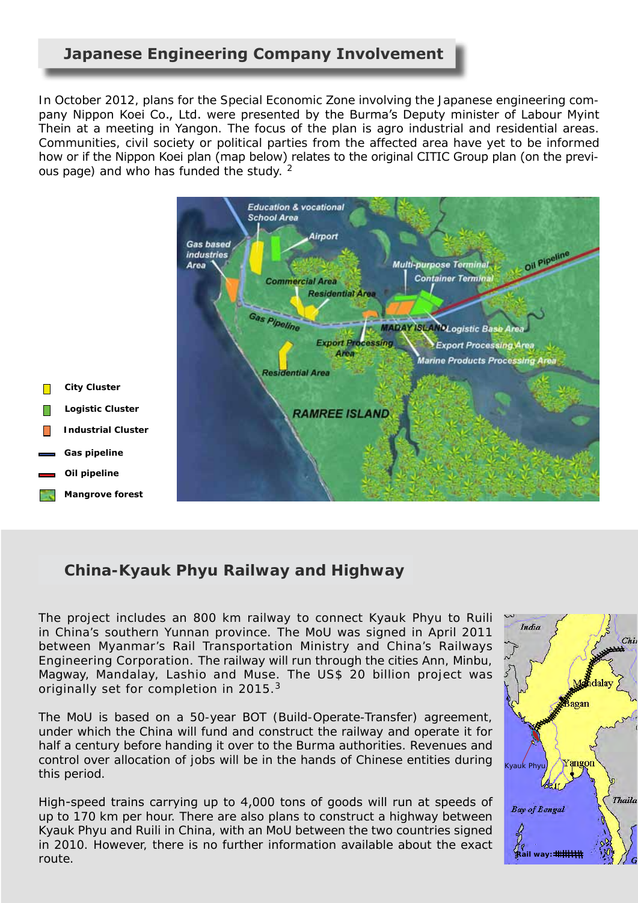## Japanese Engineering Company Involvement

In October 2012, plans for the Special Economic Zone involving the Japanese engineering company Nippon Koei Co., Ltd. were presented by the Burma's Deputy minister of Labour Myint Thein at a meeting in Yangon. The focus of the plan is agro industrial and residential areas. Communities, civil society or political parties from the affected area have yet to be informed how or if the Nippon Koei plan (map below) relates to the original CITIC Group plan (on the previous page) and who has funded the study. [2]

## China-Kyauk Phyu Railway and Highway

The project includes an 800 km railway to connect Kyauk Phyu to Ruili in China's southern Yunnan province. The MoU was signed in April 2011 between Myanmar's Rail Transportation Ministry and China's Railways Engineering Corporation. The railway will run through the cities Ann, Minbu, Magway, Mandalay, Lashio and Muse. The US$ 20 billion project was originally set for completion in 2015.[3]

The MoU is based on a 50-year BOT (Build-Operate-Transfer) agreement, under which the China will fund and construct the railway and operate it for half a century before handing it over to the Burma authorities. Revenues and control over allocation of jobs will be in the hands of Chinese entities during this period.

High-speed trains carrying up to 4,000 tons of goods will run at speeds of up to 170 km per hour. There are also plans to construct a highway between Kyauk Phyu and Ruili in China, with an MoU between the two countries signed in 2010. However, there is no further information available about the exact route.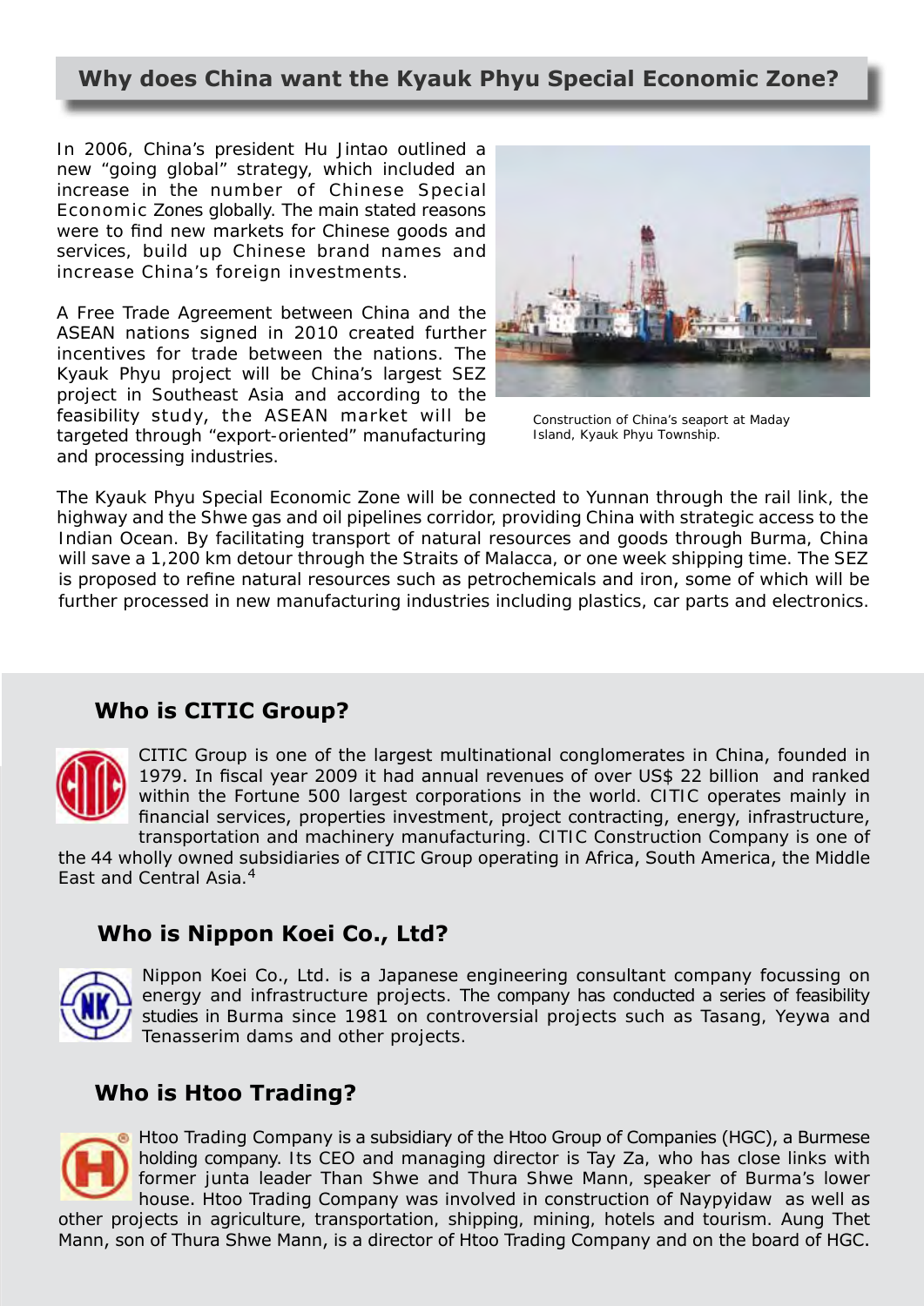## Why does China want the Kyauk Phyu Special Economic Zone?

In 2006, China's president Hu Jintao outlined a new "going global" strategy, which included an increase in the number of Chinese Special Economic Zones globally. The main stated reasons were to find new markets for Chinese goods and services, build up Chinese brand names and increase China's foreign investments.

A Free Trade Agreement between China and the ASEAN nations signed in 2010 created further incentives for trade between the nations. The Kyauk Phyu project will be China's largest SEZ project in Southeast Asia and according to the feasibility study, the ASEAN market will be targeted through "export-oriented" manufacturing and processing industries.

Construction of China's seaport at Maday Island, Kyauk Phyu Township.

The Kyauk Phyu Special Economic Zone will be connected to Yunnan through the rail link, the highway and the Shwe gas and oil pipelines corridor, providing China with strategic access to the Indian Ocean. By facilitating transport of natural resources and goods through Burma, China will save a 1,200 km detour through the Straits of Malacca, or one week shipping time. The SEZ is proposed to refine natural resources such as petrochemicals and iron, some of which will be further processed in new manufacturing industries including plastics, car parts and electronics.

### Who is CITIC Group?

CITIC Group is one of the largest multinational conglomerates in China, founded in 1979. In fiscal year 2009 it had annual revenues of over US$ 22 billion and ranked within the Fortune 500 largest corporations in the world. CITIC operates mainly in financial services, properties investment, project contracting, energy, infrastructure, transportation and machinery manufacturing. CITIC Construction Company is one of the 44 wholly owned subsidiaries of CITIC Group operating in Africa, South America, the Middle East and Central Asia.[4]

### Who is Nippon Koei Co., Ltd?

Nippon Koei Co., Ltd. is a Japanese engineering consultant company focussing on energy and infrastructure projects. The company has conducted a series of feasibility studies in Burma since 1981 on controversial projects such as Tasang, Yeywa and Tenasserim dams and other projects.

### Who is Htoo Trading?

Htoo Trading Company is a subsidiary of the Htoo Group of Companies (HGC), a Burmese holding company. Its CEO and managing director is Tay Za, who has close links with former junta leader Than Shwe and Thura Shwe Mann, speaker of Burma's lower house. Htoo Trading Company was involved in construction of Naypyidaw as well as other projects in agriculture, transportation, shipping, mining, hotels and tourism. Aung Thet Mann, son of Thura Shwe Mann, is a director of Htoo Trading Company and on the board of HGC.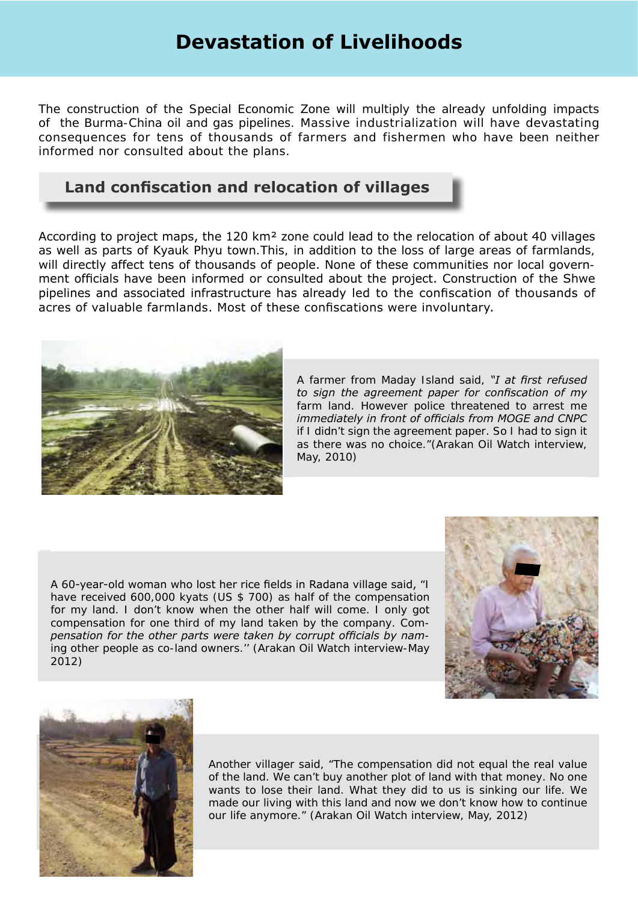# Devastation of Livelihoods

The construction of the Special Economic Zone will multiply the already unfolding impacts of the Burma-China oil and gas pipelines. Massive industrialization will have devastating consequences for tens of thousands of farmers and fishermen who have been neither informed nor consulted about the plans.

## Land confiscation and relocation of villages

According to project maps, the 120 km² zone could lead to the relocation of about 40 villages as well as parts of Kyauk Phyu town.This, in addition to the loss of large areas of farmlands, will directly affect tens of thousands of people. None of these communities nor local government officials have been informed or consulted about the project. Construction of the Shwe pipelines and associated infrastructure has already led to the confiscation of thousands of acres of valuable farmlands. Most of these confiscations were involuntary.

A farmer from Maday Island said, *"I at first refused to sign the agreement paper for confiscation of my* farm land. However police threatened to arrest me *immediately in front of officials from MOGE and CNPC* if I didn't sign the agreement paper. So I had to sign it as there was no choice."(Arakan Oil Watch interview, May, 2010)

A 60-year-old woman who lost her rice fields in Radana village said, "I have received 600,000 kyats (US $ 700) as half of the compensation for my land. I don't know when the other half will come. I only got compensation for one third of my land taken by the company. Com-*pensation for the other parts were taken by corrupt officials by nam-*ing other people as co-land owners.'' (Arakan Oil Watch interview-May 2012)

Another villager said, "The compensation did not equal the real value of the land. We can't buy another plot of land with that money. No one wants to lose their land. What they did to us is sinking our life. We made our living with this land and now we don't know how to continue our life anymore." (Arakan Oil Watch interview, May, 2012)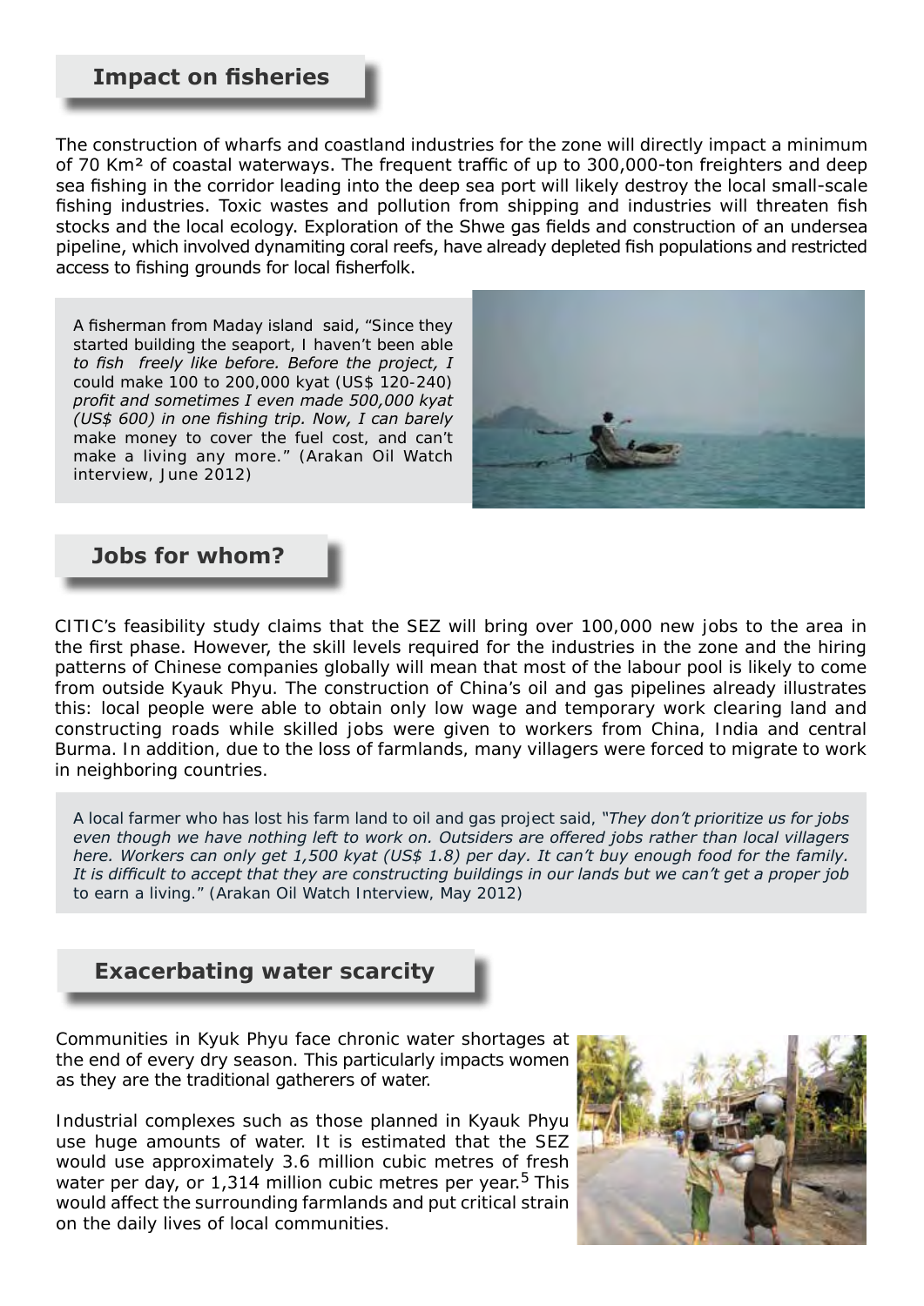## Impact on fisheries

The construction of wharfs and coastland industries for the zone will directly impact a minimum of 70 Km² of coastal waterways. The frequent traffic of up to 300,000-ton freighters and deep sea fishing in the corridor leading into the deep sea port will likely destroy the local small-scale fishing industries. Toxic wastes and pollution from shipping and industries will threaten fish stocks and the local ecology. Exploration of the Shwe gas fields and construction of an undersea pipeline, which involved dynamiting coral reefs, have already depleted fish populations and restricted access to fishing grounds for local fisherfolk.

A fisherman from Maday island said, "Since they started building the seaport, I haven't been able *to fish freely like before. Before the project, I* could make 100 to 200,000 kyat (US$ 120-240) *profit and sometimes I even made 500,000 kyat (US$ 600) in one fishing trip. Now, I can barely* make money to cover the fuel cost, and can't make a living any more." (Arakan Oil Watch interview, June 2012)

## Jobs for whom?

CITIC's feasibility study claims that the SEZ will bring over 100,000 new jobs to the area in the first phase. However, the skill levels required for the industries in the zone and the hiring patterns of Chinese companies globally will mean that most of the labour pool is likely to come from outside Kyauk Phyu. The construction of China's oil and gas pipelines already illustrates this: local people were able to obtain only low wage and temporary work clearing land and constructing roads while skilled jobs were given to workers from China, India and central Burma. In addition, due to the loss of farmlands, many villagers were forced to migrate to work in neighboring countries.

A local farmer who has lost his farm land to oil and gas project said, *"They don't prioritize us for jobs even though we have nothing left to work on. Outsiders are offered jobs rather than local villagers here. Workers can only get 1,500 kyat (US$ 1.8) per day. It can't buy enough food for the family. It is difficult to accept that they are constructing buildings in our lands but we can't get a proper job* to earn a living." (Arakan Oil Watch Interview, May 2012)

## Exacerbating water scarcity

Communities in Kyuk Phyu face chronic water shortages at the end of every dry season. This particularly impacts women as they are the traditional gatherers of water.

Industrial complexes such as those planned in Kyauk Phyu use huge amounts of water. It is estimated that the SEZ would use approximately 3.6 million cubic metres of fresh water per day, or 1,314 million cubic metres per year.[5] This would affect the surrounding farmlands and put critical strain on the daily lives of local communities.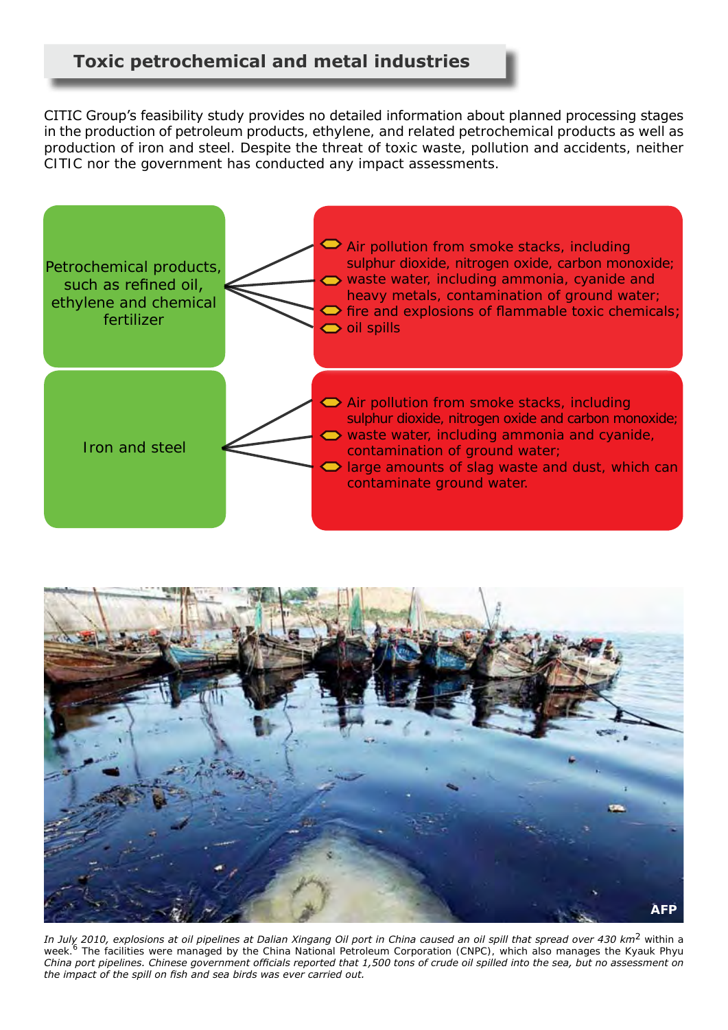## Toxic petrochemical and metal industries

CITIC Group's feasibility study provides no detailed information about planned processing stages in the production of petroleum products, ethylene, and related petrochemical products as well as production of iron and steel. Despite the threat of toxic waste, pollution and accidents, neither CITIC nor the government has conducted any impact assessments.

**Petrochemical products, such as refined oil, ethylene and chemical fertilizer**

- Air pollution from smoke stacks, including sulphur dioxide, nitrogen oxide, carbon monoxide;
- waste water, including ammonia, cyanide and heavy metals, contamination of ground water;
- fire and explosions of flammable toxic chemicals;
- oil spills

**Iron and steel**

- Air pollution from smoke stacks, including sulphur dioxide, nitrogen oxide and carbon monoxide;
- waste water, including ammonia and cyanide, contamination of ground water;
- large amounts of slag waste and dust, which can contaminate ground water.

AFP

*In July 2010, explosions at oil pipelines at Dalian Xingang Oil port in China caused an oil spill that spread over 430 km$^2$ within a week.*[6] *The facilities were managed by the China National Petroleum Corporation (CNPC), which also manages the Kyauk Phyu China port pipelines. Chinese government officials reported that 1,500 tons of crude oil spilled into the sea, but no assessment on the impact of the spill on fish and sea birds was ever carried out.*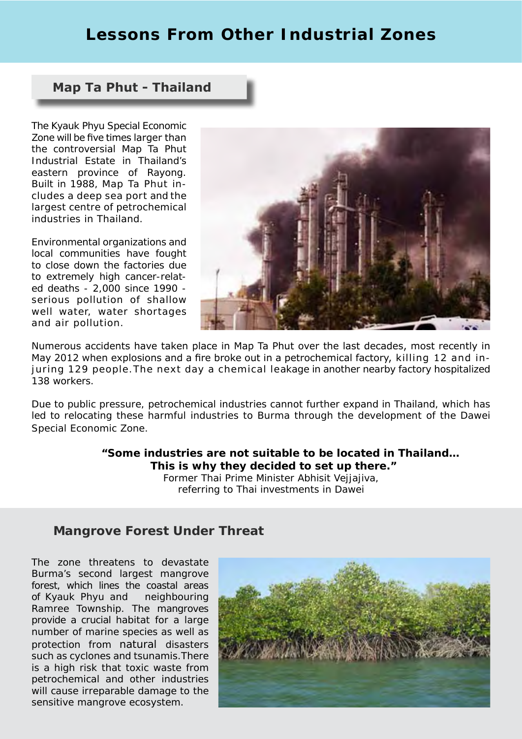# Lessons From Other Industrial Zones

## Map Ta Phut - Thailand

The Kyauk Phyu Special Economic Zone will be five times larger than the controversial Map Ta Phut Industrial Estate in Thailand's eastern province of Rayong. Built in 1988, Map Ta Phut includes a deep sea port and the largest centre of petrochemical industries in Thailand.

Environmental organizations and local communities have fought to close down the factories due to extremely high cancer-related deaths - 2,000 since 1990 - serious pollution of shallow well water, water shortages and air pollution.

Numerous accidents have taken place in Map Ta Phut over the last decades, most recently in May 2012 when explosions and a fire broke out in a petrochemical factory, killing 12 and injuring 129 people. The next day a chemical leakage in another nearby factory hospitalized 138 workers.

Due to public pressure, petrochemical industries cannot further expand in Thailand, which has led to relocating these harmful industries to Burma through the development of the Dawei Special Economic Zone.

> **"Some industries are not suitable to be located in Thailand... This is why they decided to set up there."**
> Former Thai Prime Minister Abhisit Vejjajiva, referring to Thai investments in Dawei

## Mangrove Forest Under Threat

The zone threatens to devastate Burma's second largest mangrove forest, which lines the coastal areas of Kyauk Phyu and neighbouring Ramree Township. The mangroves provide a crucial habitat for a large number of marine species as well as protection from natural disasters such as cyclones and tsunamis. There is a high risk that toxic waste from petrochemical and other industries will cause irreparable damage to the sensitive mangrove ecosystem.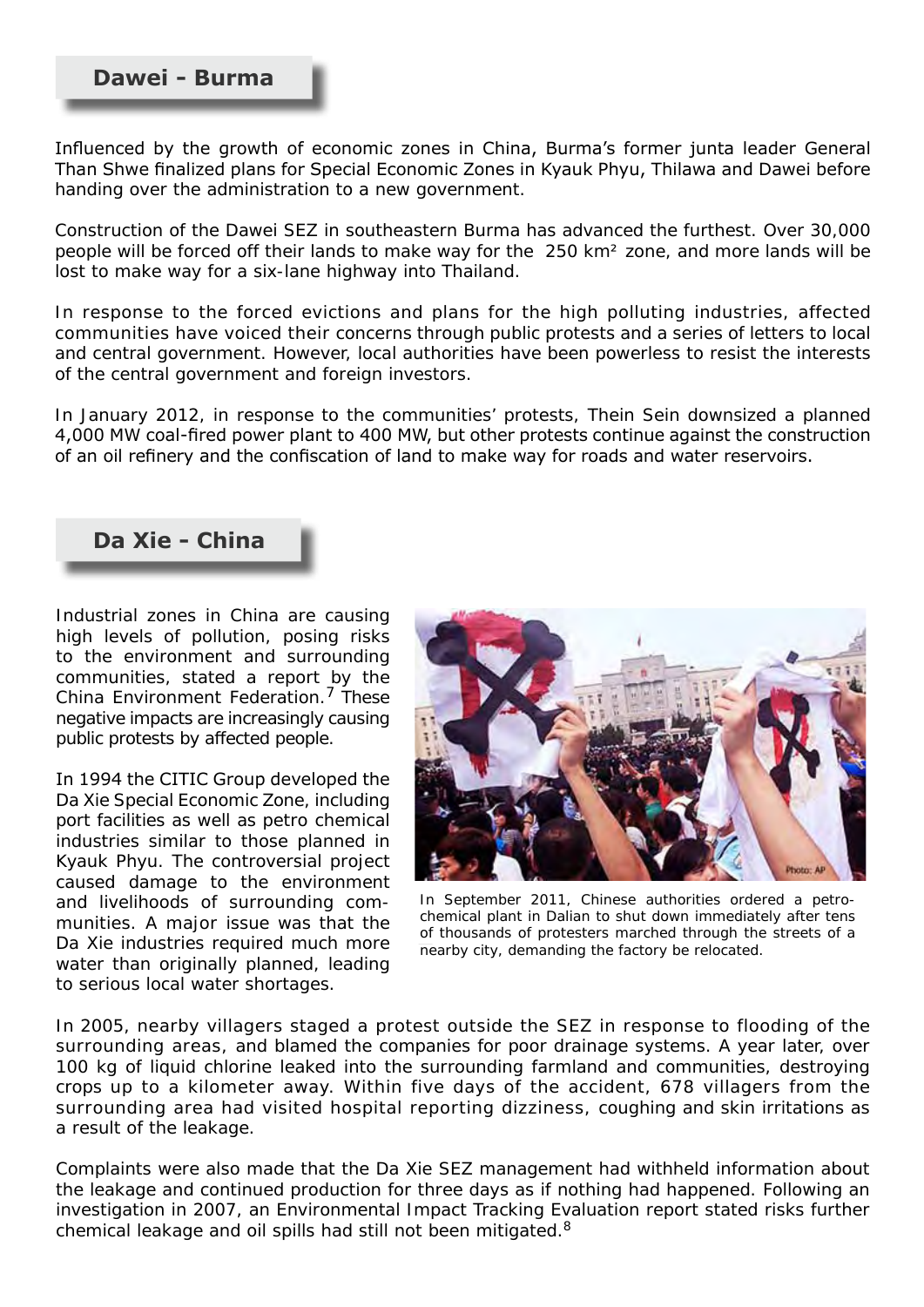## Dawei - Burma

Influenced by the growth of economic zones in China, Burma's former junta leader General Than Shwe finalized plans for Special Economic Zones in Kyauk Phyu, Thilawa and Dawei before handing over the administration to a new government.

Construction of the Dawei SEZ in southeastern Burma has advanced the furthest. Over 30,000 people will be forced off their lands to make way for the 250 km² zone, and more lands will be lost to make way for a six-lane highway into Thailand.

In response to the forced evictions and plans for the high polluting industries, affected communities have voiced their concerns through public protests and a series of letters to local and central government. However, local authorities have been powerless to resist the interests of the central government and foreign investors.

In January 2012, in response to the communities' protests, Thein Sein downsized a planned 4,000 MW coal-fired power plant to 400 MW, but other protests continue against the construction of an oil refinery and the confiscation of land to make way for roads and water reservoirs.

## Da Xie - China

Industrial zones in China are causing high levels of pollution, posing risks to the environment and surrounding communities, stated a report by the China Environment Federation.[7] These negative impacts are increasingly causing public protests by affected people.

In 1994 the CITIC Group developed the Da Xie Special Economic Zone, including port facilities as well as petro chemical industries similar to those planned in Kyauk Phyu. The controversial project caused damage to the environment and livelihoods of surrounding communities. A major issue was that the Da Xie industries required much more water than originally planned, leading to serious local water shortages.

In September 2011, Chinese authorities ordered a petrochemical plant in Dalian to shut down immediately after tens of thousands of protesters marched through the streets of a nearby city, demanding the factory be relocated.

In 2005, nearby villagers staged a protest outside the SEZ in response to flooding of the surrounding areas, and blamed the companies for poor drainage systems. A year later, over 100 kg of liquid chlorine leaked into the surrounding farmland and communities, destroying crops up to a kilometer away. Within five days of the accident, 678 villagers from the surrounding area had visited hospital reporting dizziness, coughing and skin irritations as a result of the leakage.

Complaints were also made that the Da Xie SEZ management had withheld information about the leakage and continued production for three days as if nothing had happened. Following an investigation in 2007, an Environmental Impact Tracking Evaluation report stated risks further chemical leakage and oil spills had still not been mitigated.[8]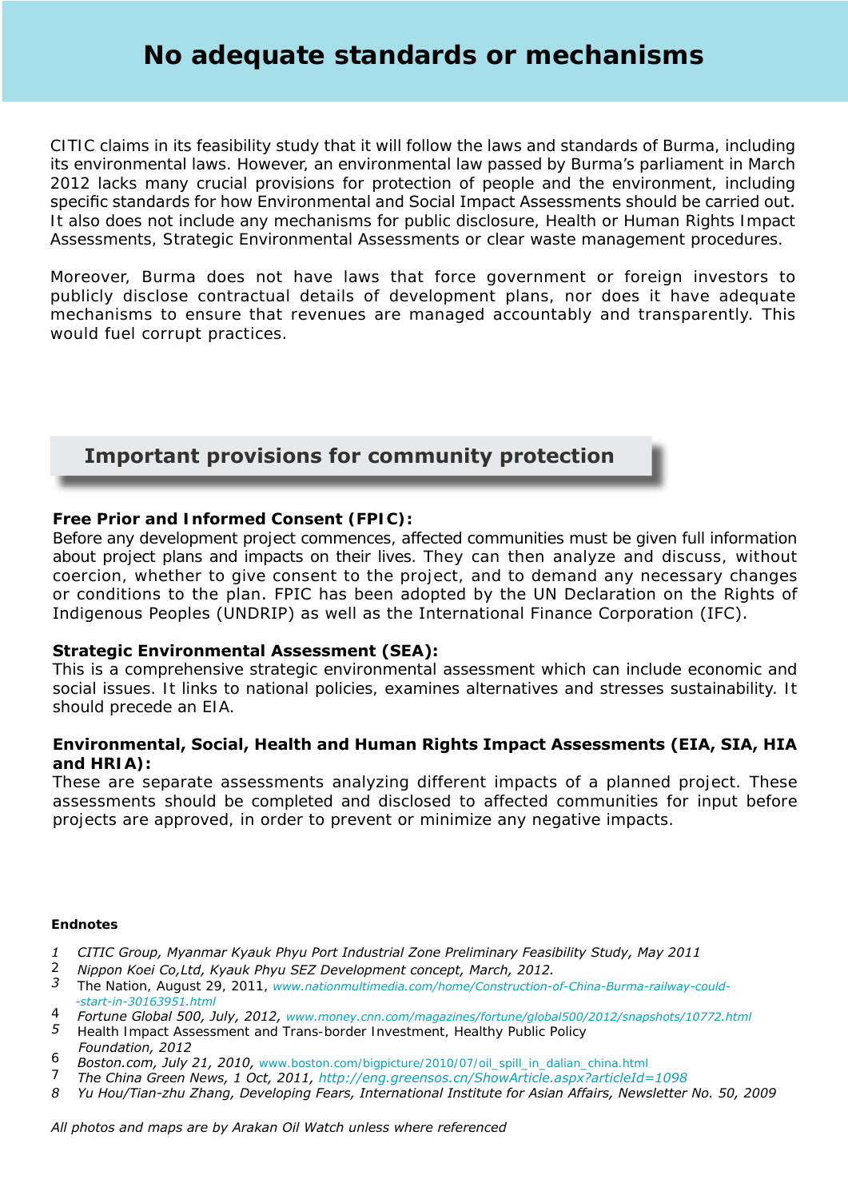# No adequate standards or mechanisms

CITIC claims in its feasibility study that it will follow the laws and standards of Burma, including its environmental laws. However, an environmental law passed by Burma's parliament in March 2012 lacks many crucial provisions for protection of people and the environment, including specific standards for how Environmental and Social Impact Assessments should be carried out. It also does not include any mechanisms for public disclosure, Health or Human Rights Impact Assessments, Strategic Environmental Assessments or clear waste management procedures.

Moreover, Burma does not have laws that force government or foreign investors to publicly disclose contractual details of development plans, nor does it have adequate mechanisms to ensure that revenues are managed accountably and transparently. This would fuel corrupt practices.

## Important provisions for community protection

**Free Prior and Informed Consent (FPIC):**
Before any development project commences, affected communities must be given full information about project plans and impacts on their lives. They can then analyze and discuss, without coercion, whether to give consent to the project, and to demand any necessary changes or conditions to the plan. FPIC has been adopted by the UN Declaration on the Rights of Indigenous Peoples (UNDRIP) as well as the International Finance Corporation (IFC).

**Strategic Environmental Assessment (SEA):**
This is a comprehensive strategic environmental assessment which can include economic and social issues. It links to national policies, examines alternatives and stresses sustainability. It should precede an EIA.

**Environmental, Social, Health and Human Rights Impact Assessments (EIA, SIA, HIA and HRIA):**
These are separate assessments analyzing different impacts of a planned project. These assessments should be completed and disclosed to affected communities for input before projects are approved, in order to prevent or minimize any negative impacts.

**Endnotes**

1 *CITIC Group, Myanmar Kyauk Phyu Port Industrial Zone Preliminary Feasibility Study, May 2011*
2 *Nippon Koei Co,Ltd, Kyauk Phyu SEZ Development concept, March, 2012.*
3 The Nation, August 29, 2011, *www.nationmultimedia.com/home/Construction-of-China-Burma-railway-could--start-in-30163951.html*
4 *Fortune Global 500, July, 2012, www.money.cnn.com/magazines/fortune/global500/2012/snapshots/10772.html*
5 Health Impact Assessment and Trans-border Investment, Healthy Public Policy *Foundation, 2012*
6 *Boston.com, July 21, 2010,* www.boston.com/bigpicture/2010/07/oil_spill_in_dalian_china.html
7 *The China Green News, 1 Oct, 2011, http://eng.greensos.cn/ShowArticle.aspx?articleId=1098*
8 *Yu Hou/Tian-zhu Zhang, Developing Fears, International Institute for Asian Affairs, Newsletter No. 50, 2009*

*All photos and maps are by Arakan Oil Watch unless where referenced*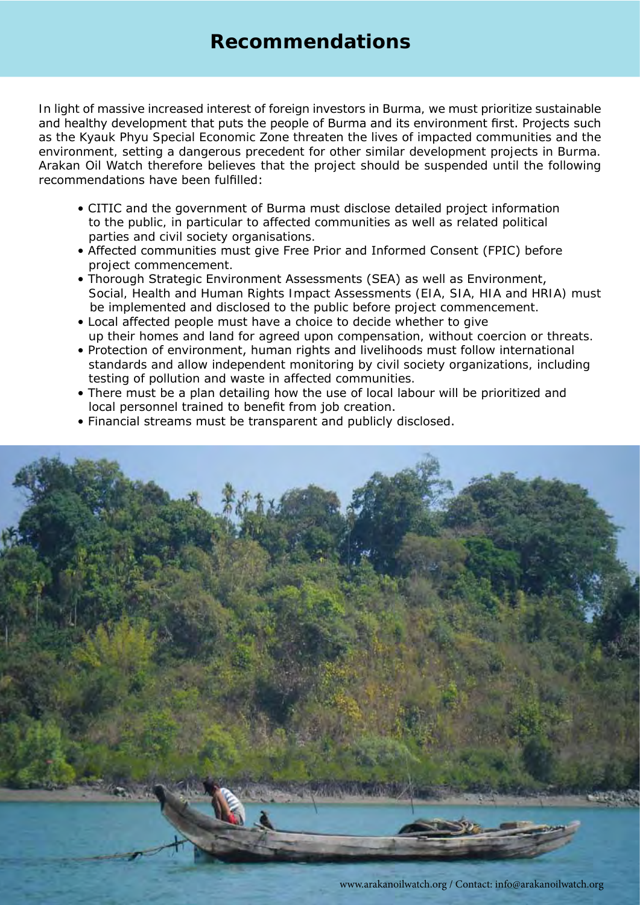# Recommendations

In light of massive increased interest of foreign investors in Burma, we must prioritize sustainable and healthy development that puts the people of Burma and its environment first. Projects such as the Kyauk Phyu Special Economic Zone threaten the lives of impacted communities and the environment, setting a dangerous precedent for other similar development projects in Burma. Arakan Oil Watch therefore believes that the project should be suspended until the following recommendations have been fulfilled:

- CITIC and the government of Burma must disclose detailed project information to the public, in particular to affected communities as well as related political parties and civil society organisations.
- Affected communities must give Free Prior and Informed Consent (FPIC) before project commencement.
- Thorough Strategic Environment Assessments (SEA) as well as Environment, Social, Health and Human Rights Impact Assessments (EIA, SIA, HIA and HRIA) must be implemented and disclosed to the public before project commencement.
- Local affected people must have a choice to decide whether to give up their homes and land for agreed upon compensation, without coercion or threats.
- Protection of environment, human rights and livelihoods must follow international standards and allow independent monitoring by civil society organizations, including testing of pollution and waste in affected communities.
- There must be a plan detailing how the use of local labour will be prioritized and local personnel trained to benefit from job creation.
- Financial streams must be transparent and publicly disclosed.

www.arakanoilwatch.org / Contact: info@arakanoilwatch.org